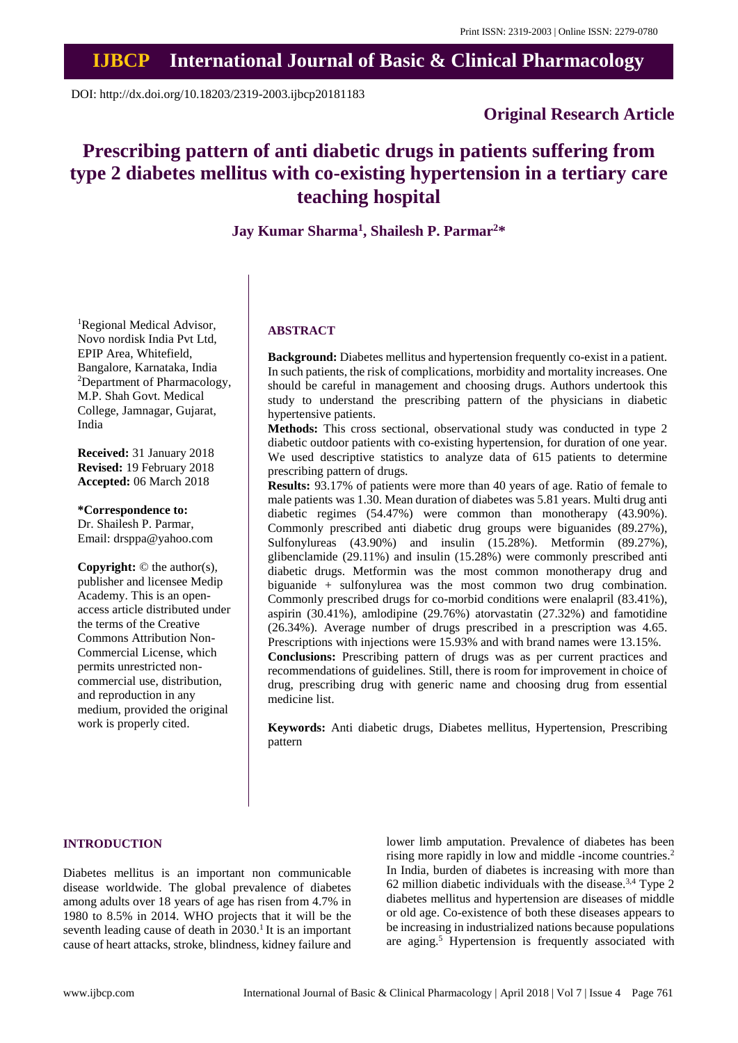Print ISSN: 2319-2003 | Online ISSN: 2279-0780

# IJBCP International Journal of Basic & Clinical Pharmacology

DOI: http://dx.doi.org/10.18203/2319-2003.ijbcp20181183

**Original Research Article**

# Prescribing pattern of anti diabetic drugs in patients suffering from type 2 diabetes mellitus with co-existing hypertension in a tertiary care teaching hospital

**Jay Kumar Sharma[1], Shailesh P. Parmar[2]***

[1]Regional Medical Advisor, Novo nordisk India Pvt Ltd, EPIP Area, Whitefield, Bangalore, Karnataka, India
[2]Department of Pharmacology, M.P. Shah Govt. Medical College, Jamnagar, Gujarat, India

**Received:** 31 January 2018
**Revised:** 19 February 2018
**Accepted:** 06 March 2018

***Correspondence to:**
Dr. Shailesh P. Parmar,
Email: drsppa@yahoo.com

**Copyright:** © the author(s), publisher and licensee Medip Academy. This is an open-access article distributed under the terms of the Creative Commons Attribution Non-Commercial License, which permits unrestricted non-commercial use, distribution, and reproduction in any medium, provided the original work is properly cited.

## ABSTRACT

**Background:** Diabetes mellitus and hypertension frequently co-exist in a patient. In such patients, the risk of complications, morbidity and mortality increases. One should be careful in management and choosing drugs. Authors undertook this study to understand the prescribing pattern of the physicians in diabetic hypertensive patients.

**Methods:** This cross sectional, observational study was conducted in type 2 diabetic outdoor patients with co-existing hypertension, for duration of one year. We used descriptive statistics to analyze data of 615 patients to determine prescribing pattern of drugs.

**Results:** 93.17% of patients were more than 40 years of age. Ratio of female to male patients was 1.30. Mean duration of diabetes was 5.81 years. Multi drug anti diabetic regimes (54.47%) were common than monotherapy (43.90%). Commonly prescribed anti diabetic drug groups were biguanides (89.27%), Sulfonylureas (43.90%) and insulin (15.28%). Metformin (89.27%), glibenclamide (29.11%) and insulin (15.28%) were commonly prescribed anti diabetic drugs. Metformin was the most common monotherapy drug and biguanide + sulfonylurea was the most common two drug combination. Commonly prescribed drugs for co-morbid conditions were enalapril (83.41%), aspirin (30.41%), amlodipine (29.76%) atorvastatin (27.32%) and famotidine (26.34%). Average number of drugs prescribed in a prescription was 4.65. Prescriptions with injections were 15.93% and with brand names were 13.15%.

**Conclusions:** Prescribing pattern of drugs was as per current practices and recommendations of guidelines. Still, there is room for improvement in choice of drug, prescribing drug with generic name and choosing drug from essential medicine list.

**Keywords:** Anti diabetic drugs, Diabetes mellitus, Hypertension, Prescribing pattern

## INTRODUCTION

Diabetes mellitus is an important non communicable disease worldwide. The global prevalence of diabetes among adults over 18 years of age has risen from 4.7% in 1980 to 8.5% in 2014. WHO projects that it will be the seventh leading cause of death in 2030.[1] It is an important cause of heart attacks, stroke, blindness, kidney failure and lower limb amputation. Prevalence of diabetes has been rising more rapidly in low and middle -income countries.[2] In India, burden of diabetes is increasing with more than 62 million diabetic individuals with the disease.[3,4] Type 2 diabetes mellitus and hypertension are diseases of middle or old age. Co-existence of both these diseases appears to be increasing in industrialized nations because populations are aging.[5] Hypertension is frequently associated with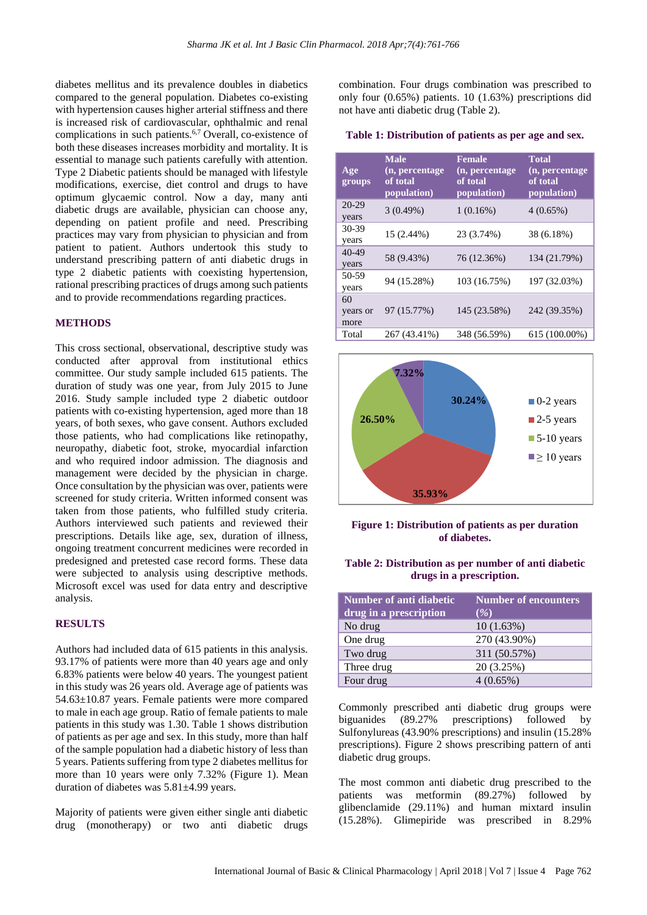diabetes mellitus and its prevalence doubles in diabetics compared to the general population. Diabetes co-existing with hypertension causes higher arterial stiffness and there is increased risk of cardiovascular, ophthalmic and renal complications in such patients.[6,7] Overall, co-existence of both these diseases increases morbidity and mortality. It is essential to manage such patients carefully with attention. Type 2 Diabetic patients should be managed with lifestyle modifications, exercise, diet control and drugs to have optimum glycaemic control. Now a day, many anti diabetic drugs are available, physician can choose any, depending on patient profile and need. Prescribing practices may vary from physician to physician and from patient to patient. Authors undertook this study to understand prescribing pattern of anti diabetic drugs in type 2 diabetic patients with coexisting hypertension, rational prescribing practices of drugs among such patients and to provide recommendations regarding practices.

## METHODS

This cross sectional, observational, descriptive study was conducted after approval from institutional ethics committee. Our study sample included 615 patients. The duration of study was one year, from July 2015 to June 2016. Study sample included type 2 diabetic outdoor patients with co-existing hypertension, aged more than 18 years, of both sexes, who gave consent. Authors excluded those patients, who had complications like retinopathy, neuropathy, diabetic foot, stroke, myocardial infarction and who required indoor admission. The diagnosis and management were decided by the physician in charge. Once consultation by the physician was over, patients were screened for study criteria. Written informed consent was taken from those patients, who fulfilled study criteria. Authors interviewed such patients and reviewed their prescriptions. Details like age, sex, duration of illness, ongoing treatment concurrent medicines were recorded in predesigned and pretested case record forms. These data were subjected to analysis using descriptive methods. Microsoft excel was used for data entry and descriptive analysis.

## RESULTS

Authors had included data of 615 patients in this analysis. 93.17% of patients were more than 40 years age and only 6.83% patients were below 40 years. The youngest patient in this study was 26 years old. Average age of patients was 54.63±10.87 years. Female patients were more compared to male in each age group. Ratio of female patients to male patients in this study was 1.30. Table 1 shows distribution of patients as per age and sex. In this study, more than half of the sample population had a diabetic history of less than 5 years. Patients suffering from type 2 diabetes mellitus for more than 10 years were only 7.32% (Figure 1). Mean duration of diabetes was 5.81±4.99 years.

Majority of patients were given either single anti diabetic drug (monotherapy) or two anti diabetic drugs combination. Four drugs combination was prescribed to only four (0.65%) patients. 10 (1.63%) prescriptions did not have anti diabetic drug (Table 2).

**Table 1: Distribution of patients as per age and sex.**

| Age groups | Male (n, percentage of total population) | Female (n, percentage of total population) | Total (n, percentage of total population) |
|---|---|---|---|
| 20-29 years | 3 (0.49%) | 1 (0.16%) | 4 (0.65%) |
| 30-39 years | 15 (2.44%) | 23 (3.74%) | 38 (6.18%) |
| 40-49 years | 58 (9.43%) | 76 (12.36%) | 134 (21.79%) |
| 50-59 years | 94 (15.28%) | 103 (16.75%) | 197 (32.03%) |
| 60 years or more | 97 (15.77%) | 145 (23.58%) | 242 (39.35%) |
| Total | 267 (43.41%) | 348 (56.59%) | 615 (100.00%) |

**Figure 1: Distribution of patients as per duration of diabetes.**

**Table 2: Distribution as per number of anti diabetic drugs in a prescription.**

| Number of anti diabetic drug in a prescription | Number of encounters (%) |
|---|---|
| No drug | 10 (1.63%) |
| One drug | 270 (43.90%) |
| Two drug | 311 (50.57%) |
| Three drug | 20 (3.25%) |
| Four drug | 4 (0.65%) |

Commonly prescribed anti diabetic drug groups were biguanides (89.27% prescriptions) followed by Sulfonylureas (43.90% prescriptions) and insulin (15.28% prescriptions). Figure 2 shows prescribing pattern of anti diabetic drug groups.

The most common anti diabetic drug prescribed to the patients was metformin (89.27%) followed by glibenclamide (29.11%) and human mixtard insulin (15.28%). Glimepiride was prescribed in 8.29%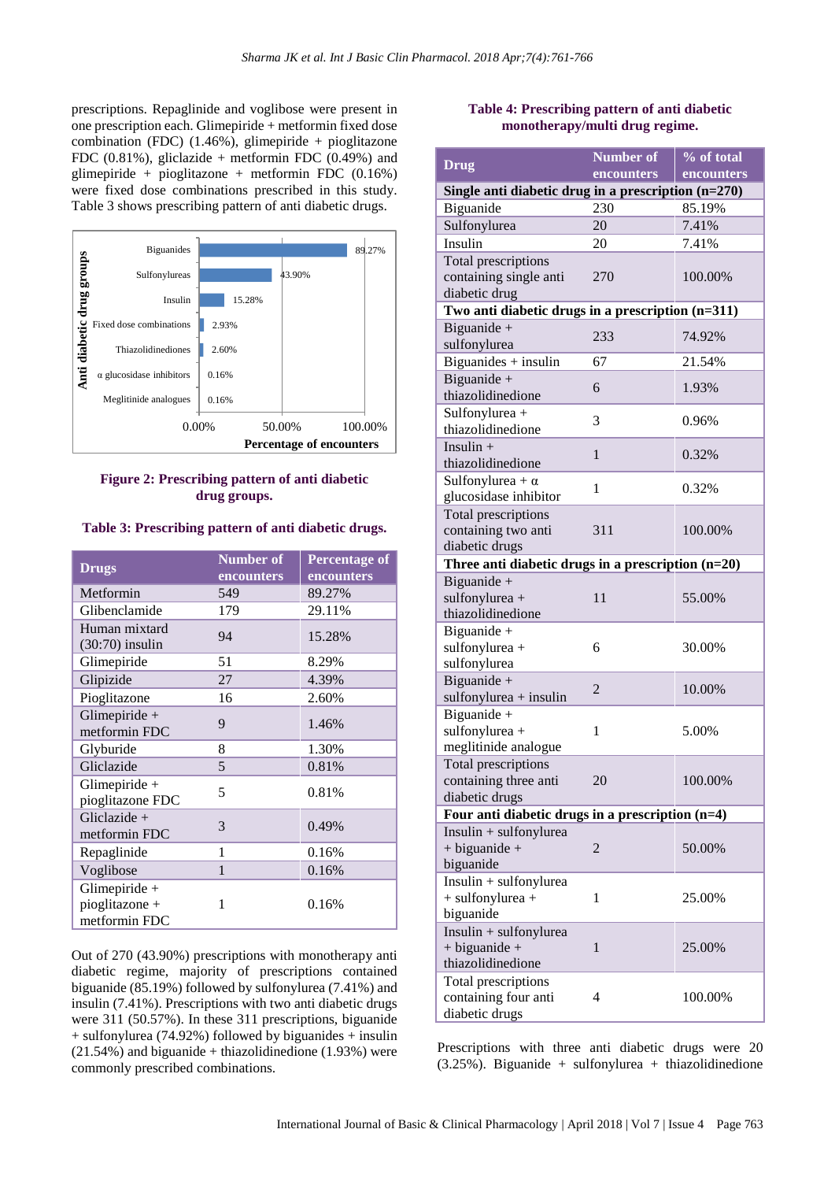prescriptions. Repaglinide and voglibose were present in one prescription each. Glimepiride + metformin fixed dose combination (FDC) (1.46%), glimepiride + pioglitazone FDC (0.81%), gliclazide + metformin FDC (0.49%) and glimepiride + pioglitazone + metformin FDC (0.16%) were fixed dose combinations prescribed in this study. Table 3 shows prescribing pattern of anti diabetic drugs.

**Figure 2: Prescribing pattern of anti diabetic drug groups.**

**Table 3: Prescribing pattern of anti diabetic drugs.**

| Drugs | Number of encounters | Percentage of encounters |
|---|---|---|
| Metformin | 549 | 89.27% |
| Glibenclamide | 179 | 29.11% |
| Human mixtard (30:70) insulin | 94 | 15.28% |
| Glimepiride | 51 | 8.29% |
| Glipizide | 27 | 4.39% |
| Pioglitazone | 16 | 2.60% |
| Glimepiride + metformin FDC | 9 | 1.46% |
| Glyburide | 8 | 1.30% |
| Gliclazide | 5 | 0.81% |
| Glimepiride + pioglitazone FDC | 5 | 0.81% |
| Gliclazide + metformin FDC | 3 | 0.49% |
| Repaglinide | 1 | 0.16% |
| Voglibose | 1 | 0.16% |
| Glimepiride + pioglitazone + metformin FDC | 1 | 0.16% |

Out of 270 (43.90%) prescriptions with monotherapy anti diabetic regime, majority of prescriptions contained biguanide (85.19%) followed by sulfonylurea (7.41%) and insulin (7.41%). Prescriptions with two anti diabetic drugs were 311 (50.57%). In these 311 prescriptions, biguanide + sulfonylurea (74.92%) followed by biguanides + insulin (21.54%) and biguanide + thiazolidinedione (1.93%) were commonly prescribed combinations.

**Table 4: Prescribing pattern of anti diabetic monotherapy/multi drug regime.**

| Drug | Number of encounters | % of total encounters |
|---|---|---|
| **Single anti diabetic drug in a prescription (n=270)** | | |
| Biguanide | 230 | 85.19% |
| Sulfonylurea | 20 | 7.41% |
| Insulin | 20 | 7.41% |
| Total prescriptions containing single anti diabetic drug | 270 | 100.00% |
| **Two anti diabetic drugs in a prescription (n=311)** | | |
| Biguanide + sulfonylurea | 233 | 74.92% |
| Biguanides + insulin | 67 | 21.54% |
| Biguanide + thiazolidinedione | 6 | 1.93% |
| Sulfonylurea + thiazolidinedione | 3 | 0.96% |
| Insulin + thiazolidinedione | 1 | 0.32% |
| Sulfonylurea + α glucosidase inhibitor | 1 | 0.32% |
| Total prescriptions containing two anti diabetic drugs | 311 | 100.00% |
| **Three anti diabetic drugs in a prescription (n=20)** | | |
| Biguanide + sulfonylurea + thiazolidinedione | 11 | 55.00% |
| Biguanide + sulfonylurea + sulfonylurea | 6 | 30.00% |
| Biguanide + sulfonylurea + insulin | 2 | 10.00% |
| Biguanide + sulfonylurea + meglitinide analogue | 1 | 5.00% |
| Total prescriptions containing three anti diabetic drugs | 20 | 100.00% |
| **Four anti diabetic drugs in a prescription (n=4)** | | |
| Insulin + sulfonylurea + biguanide + biguanide | 2 | 50.00% |
| Insulin + sulfonylurea + sulfonylurea + biguanide | 1 | 25.00% |
| Insulin + sulfonylurea + biguanide + thiazolidinedione | 1 | 25.00% |
| Total prescriptions containing four anti diabetic drugs | 4 | 100.00% |

Prescriptions with three anti diabetic drugs were 20 (3.25%). Biguanide + sulfonylurea + thiazolidinedione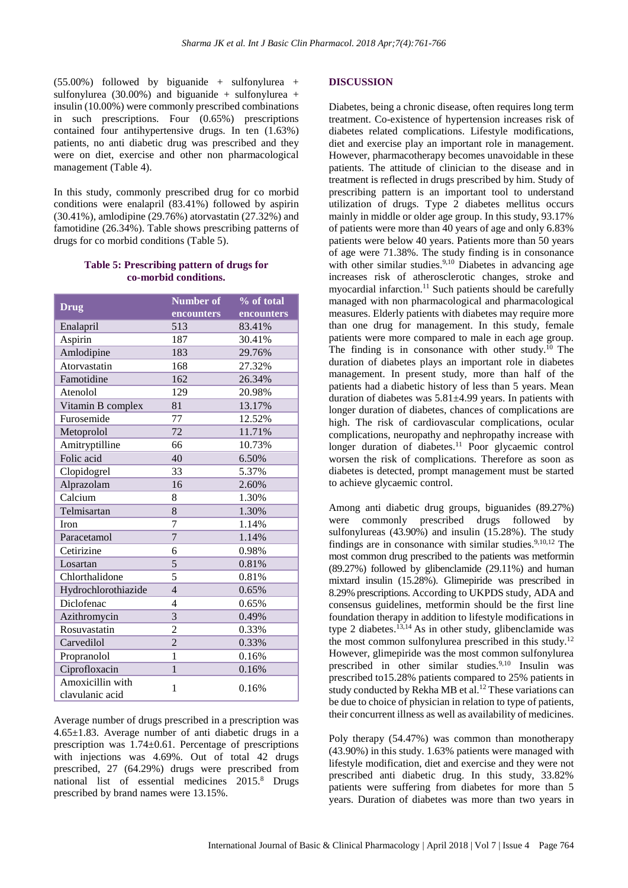(55.00%) followed by biguanide + sulfonylurea + sulfonylurea (30.00%) and biguanide + sulfonylurea + insulin (10.00%) were commonly prescribed combinations in such prescriptions. Four (0.65%) prescriptions contained four antihypertensive drugs. In ten (1.63%) patients, no anti diabetic drug was prescribed and they were on diet, exercise and other non pharmacological management (Table 4).

In this study, commonly prescribed drug for co morbid conditions were enalapril (83.41%) followed by aspirin (30.41%), amlodipine (29.76%) atorvastatin (27.32%) and famotidine (26.34%). Table shows prescribing patterns of drugs for co morbid conditions (Table 5).

**Table 5: Prescribing pattern of drugs for co-morbid conditions.**

| Drug | Number of encounters | % of total encounters |
|---|---|---|
| Enalapril | 513 | 83.41% |
| Aspirin | 187 | 30.41% |
| Amlodipine | 183 | 29.76% |
| Atorvastatin | 168 | 27.32% |
| Famotidine | 162 | 26.34% |
| Atenolol | 129 | 20.98% |
| Vitamin B complex | 81 | 13.17% |
| Furosemide | 77 | 12.52% |
| Metoprolol | 72 | 11.71% |
| Amitryptilline | 66 | 10.73% |
| Folic acid | 40 | 6.50% |
| Clopidogrel | 33 | 5.37% |
| Alprazolam | 16 | 2.60% |
| Calcium | 8 | 1.30% |
| Telmisartan | 8 | 1.30% |
| Iron | 7 | 1.14% |
| Paracetamol | 7 | 1.14% |
| Cetirizine | 6 | 0.98% |
| Losartan | 5 | 0.81% |
| Chlorthalidone | 5 | 0.81% |
| Hydrochlorothiazide | 4 | 0.65% |
| Diclofenac | 4 | 0.65% |
| Azithromycin | 3 | 0.49% |
| Rosuvastatin | 2 | 0.33% |
| Carvedilol | 2 | 0.33% |
| Propranolol | 1 | 0.16% |
| Ciprofloxacin | 1 | 0.16% |
| Amoxicillin with clavulanic acid | 1 | 0.16% |

Average number of drugs prescribed in a prescription was 4.65±1.83. Average number of anti diabetic drugs in a prescription was 1.74±0.61. Percentage of prescriptions with injections was 4.69%. Out of total 42 drugs prescribed, 27 (64.29%) drugs were prescribed from national list of essential medicines 2015.[8] Drugs prescribed by brand names were 13.15%.

## DISCUSSION

Diabetes, being a chronic disease, often requires long term treatment. Co-existence of hypertension increases risk of diabetes related complications. Lifestyle modifications, diet and exercise play an important role in management. However, pharmacotherapy becomes unavoidable in these patients. The attitude of clinician to the disease and in treatment is reflected in drugs prescribed by him. Study of prescribing pattern is an important tool to understand utilization of drugs. Type 2 diabetes mellitus occurs mainly in middle or older age group. In this study, 93.17% of patients were more than 40 years of age and only 6.83% patients were below 40 years. Patients more than 50 years of age were 71.38%. The study finding is in consonance with other similar studies.[9,10] Diabetes in advancing age increases risk of atherosclerotic changes, stroke and myocardial infarction.[11] Such patients should be carefully managed with non pharmacological and pharmacological measures. Elderly patients with diabetes may require more than one drug for management. In this study, female patients were more compared to male in each age group. The finding is in consonance with other study.[10] The duration of diabetes plays an important role in diabetes management. In present study, more than half of the patients had a diabetic history of less than 5 years. Mean duration of diabetes was 5.81±4.99 years. In patients with longer duration of diabetes, chances of complications are high. The risk of cardiovascular complications, ocular complications, neuropathy and nephropathy increase with longer duration of diabetes.[11] Poor glycaemic control worsen the risk of complications. Therefore as soon as diabetes is detected, prompt management must be started to achieve glycaemic control.

Among anti diabetic drug groups, biguanides (89.27%) were commonly prescribed drugs followed by sulfonylureas (43.90%) and insulin (15.28%). The study findings are in consonance with similar studies.[9,10,12] The most common drug prescribed to the patients was metformin (89.27%) followed by glibenclamide (29.11%) and human mixtard insulin (15.28%). Glimepiride was prescribed in 8.29% prescriptions. According to UKPDS study, ADA and consensus guidelines, metformin should be the first line foundation therapy in addition to lifestyle modifications in type 2 diabetes.[13,14] As in other study, glibenclamide was the most common sulfonylurea prescribed in this study.[12] However, glimepiride was the most common sulfonylurea prescribed in other similar studies.[9,10] Insulin was prescribed to15.28% patients compared to 25% patients in study conducted by Rekha MB et al.[12] These variations can be due to choice of physician in relation to type of patients, their concurrent illness as well as availability of medicines.

Poly therapy (54.47%) was common than monotherapy (43.90%) in this study. 1.63% patients were managed with lifestyle modification, diet and exercise and they were not prescribed anti diabetic drug. In this study, 33.82% patients were suffering from diabetes for more than 5 years. Duration of diabetes was more than two years in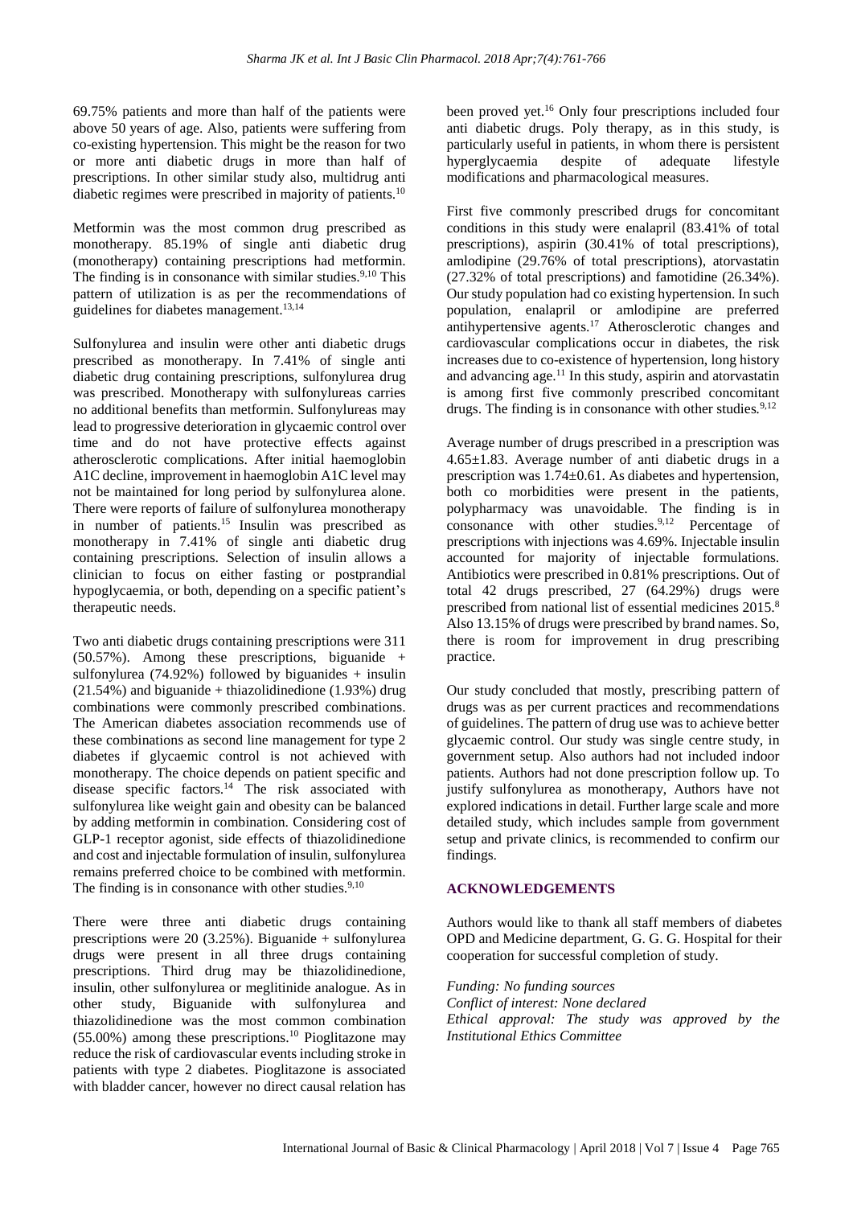69.75% patients and more than half of the patients were above 50 years of age. Also, patients were suffering from co-existing hypertension. This might be the reason for two or more anti diabetic drugs in more than half of prescriptions. In other similar study also, multidrug anti diabetic regimes were prescribed in majority of patients.[10]

Metformin was the most common drug prescribed as monotherapy. 85.19% of single anti diabetic drug (monotherapy) containing prescriptions had metformin. The finding is in consonance with similar studies.[9,10] This pattern of utilization is as per the recommendations of guidelines for diabetes management.[13,14]

Sulfonylurea and insulin were other anti diabetic drugs prescribed as monotherapy. In 7.41% of single anti diabetic drug containing prescriptions, sulfonylurea drug was prescribed. Monotherapy with sulfonylureas carries no additional benefits than metformin. Sulfonylureas may lead to progressive deterioration in glycaemic control over time and do not have protective effects against atherosclerotic complications. After initial haemoglobin A1C decline, improvement in haemoglobin A1C level may not be maintained for long period by sulfonylurea alone. There were reports of failure of sulfonylurea monotherapy in number of patients.[15] Insulin was prescribed as monotherapy in 7.41% of single anti diabetic drug containing prescriptions. Selection of insulin allows a clinician to focus on either fasting or postprandial hypoglycaemia, or both, depending on a specific patient's therapeutic needs.

Two anti diabetic drugs containing prescriptions were 311 (50.57%). Among these prescriptions, biguanide + sulfonylurea (74.92%) followed by biguanides + insulin (21.54%) and biguanide + thiazolidinedione (1.93%) drug combinations were commonly prescribed combinations. The American diabetes association recommends use of these combinations as second line management for type 2 diabetes if glycaemic control is not achieved with monotherapy. The choice depends on patient specific and disease specific factors.[14] The risk associated with sulfonylurea like weight gain and obesity can be balanced by adding metformin in combination. Considering cost of GLP-1 receptor agonist, side effects of thiazolidinedione and cost and injectable formulation of insulin, sulfonylurea remains preferred choice to be combined with metformin. The finding is in consonance with other studies.[9,10]

There were three anti diabetic drugs containing prescriptions were 20 (3.25%). Biguanide + sulfonylurea drugs were present in all three drugs containing prescriptions. Third drug may be thiazolidinedione, insulin, other sulfonylurea or meglitinide analogue. As in other study, Biguanide with sulfonylurea and thiazolidinedione was the most common combination (55.00%) among these prescriptions.[10] Pioglitazone may reduce the risk of cardiovascular events including stroke in patients with type 2 diabetes. Pioglitazone is associated with bladder cancer, however no direct causal relation has been proved yet.[16] Only four prescriptions included four anti diabetic drugs. Poly therapy, as in this study, is particularly useful in patients, in whom there is persistent hyperglycaemia despite of adequate lifestyle modifications and pharmacological measures.

First five commonly prescribed drugs for concomitant conditions in this study were enalapril (83.41% of total prescriptions), aspirin (30.41% of total prescriptions), amlodipine (29.76% of total prescriptions), atorvastatin (27.32% of total prescriptions) and famotidine (26.34%). Our study population had co existing hypertension. In such population, enalapril or amlodipine are preferred antihypertensive agents.[17] Atherosclerotic changes and cardiovascular complications occur in diabetes, the risk increases due to co-existence of hypertension, long history and advancing age.[11] In this study, aspirin and atorvastatin is among first five commonly prescribed concomitant drugs. The finding is in consonance with other studies.[9,12]

Average number of drugs prescribed in a prescription was 4.65±1.83. Average number of anti diabetic drugs in a prescription was 1.74±0.61. As diabetes and hypertension, both co morbidities were present in the patients, polypharmacy was unavoidable. The finding is in consonance with other studies.[9,12] Percentage of prescriptions with injections was 4.69%. Injectable insulin accounted for majority of injectable formulations. Antibiotics were prescribed in 0.81% prescriptions. Out of total 42 drugs prescribed, 27 (64.29%) drugs were prescribed from national list of essential medicines 2015.[8] Also 13.15% of drugs were prescribed by brand names. So, there is room for improvement in drug prescribing practice.

Our study concluded that mostly, prescribing pattern of drugs was as per current practices and recommendations of guidelines. The pattern of drug use was to achieve better glycaemic control. Our study was single centre study, in government setup. Also authors had not included indoor patients. Authors had not done prescription follow up. To justify sulfonylurea as monotherapy, Authors have not explored indications in detail. Further large scale and more detailed study, which includes sample from government setup and private clinics, is recommended to confirm our findings.

## ACKNOWLEDGEMENTS

Authors would like to thank all staff members of diabetes OPD and Medicine department, G. G. G. Hospital for their cooperation for successful completion of study.

*Funding: No funding sources*
*Conflict of interest: None declared*
*Ethical approval: The study was approved by the Institutional Ethics Committee*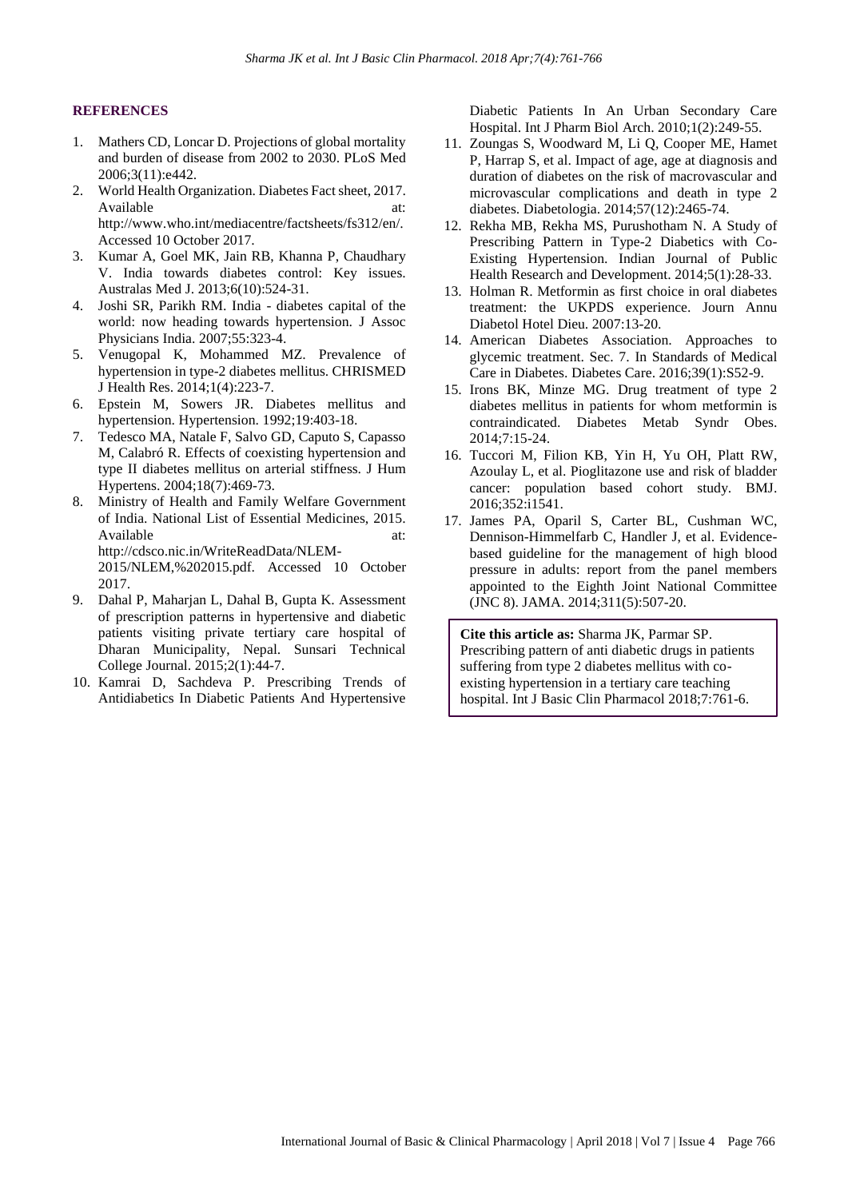## REFERENCES

1. Mathers CD, Loncar D. Projections of global mortality and burden of disease from 2002 to 2030. PLoS Med 2006;3(11):e442.
2. World Health Organization. Diabetes Fact sheet, 2017. Available at: http://www.who.int/mediacentre/factsheets/fs312/en/. Accessed 10 October 2017.
3. Kumar A, Goel MK, Jain RB, Khanna P, Chaudhary V. India towards diabetes control: Key issues. Australas Med J. 2013;6(10):524-31.
4. Joshi SR, Parikh RM. India - diabetes capital of the world: now heading towards hypertension. J Assoc Physicians India. 2007;55:323-4.
5. Venugopal K, Mohammed MZ. Prevalence of hypertension in type-2 diabetes mellitus. CHRISMED J Health Res. 2014;1(4):223-7.
6. Epstein M, Sowers JR. Diabetes mellitus and hypertension. Hypertension. 1992;19:403-18.
7. Tedesco MA, Natale F, Salvo GD, Caputo S, Capasso M, Calabró R. Effects of coexisting hypertension and type II diabetes mellitus on arterial stiffness. J Hum Hypertens. 2004;18(7):469-73.
8. Ministry of Health and Family Welfare Government of India. National List of Essential Medicines, 2015. Available at: http://cdsco.nic.in/WriteReadData/NLEM-2015/NLEM,%202015.pdf. Accessed 10 October 2017.
9. Dahal P, Maharjan L, Dahal B, Gupta K. Assessment of prescription patterns in hypertensive and diabetic patients visiting private tertiary care hospital of Dharan Municipality, Nepal. Sunsari Technical College Journal. 2015;2(1):44-7.
10. Kamrai D, Sachdeva P. Prescribing Trends of Antidiabetics In Diabetic Patients And Hypertensive Diabetic Patients In An Urban Secondary Care Hospital. Int J Pharm Biol Arch. 2010;1(2):249-55.
11. Zoungas S, Woodward M, Li Q, Cooper ME, Hamet P, Harrap S, et al. Impact of age, age at diagnosis and duration of diabetes on the risk of macrovascular and microvascular complications and death in type 2 diabetes. Diabetologia. 2014;57(12):2465-74.
12. Rekha MB, Rekha MS, Purushotham N. A Study of Prescribing Pattern in Type-2 Diabetics with Co-Existing Hypertension. Indian Journal of Public Health Research and Development. 2014;5(1):28-33.
13. Holman R. Metformin as first choice in oral diabetes treatment: the UKPDS experience. Journ Annu Diabetol Hotel Dieu. 2007:13-20.
14. American Diabetes Association. Approaches to glycemic treatment. Sec. 7. In Standards of Medical Care in Diabetes. Diabetes Care. 2016;39(1):S52-9.
15. Irons BK, Minze MG. Drug treatment of type 2 diabetes mellitus in patients for whom metformin is contraindicated. Diabetes Metab Syndr Obes. 2014;7:15-24.
16. Tuccori M, Filion KB, Yin H, Yu OH, Platt RW, Azoulay L, et al. Pioglitazone use and risk of bladder cancer: population based cohort study. BMJ. 2016;352:i1541.
17. James PA, Oparil S, Carter BL, Cushman WC, Dennison-Himmelfarb C, Handler J, et al. Evidence-based guideline for the management of high blood pressure in adults: report from the panel members appointed to the Eighth Joint National Committee (JNC 8). JAMA. 2014;311(5):507-20.

**Cite this article as:** Sharma JK, Parmar SP. Prescribing pattern of anti diabetic drugs in patients suffering from type 2 diabetes mellitus with co-existing hypertension in a tertiary care teaching hospital. Int J Basic Clin Pharmacol 2018;7:761-6.